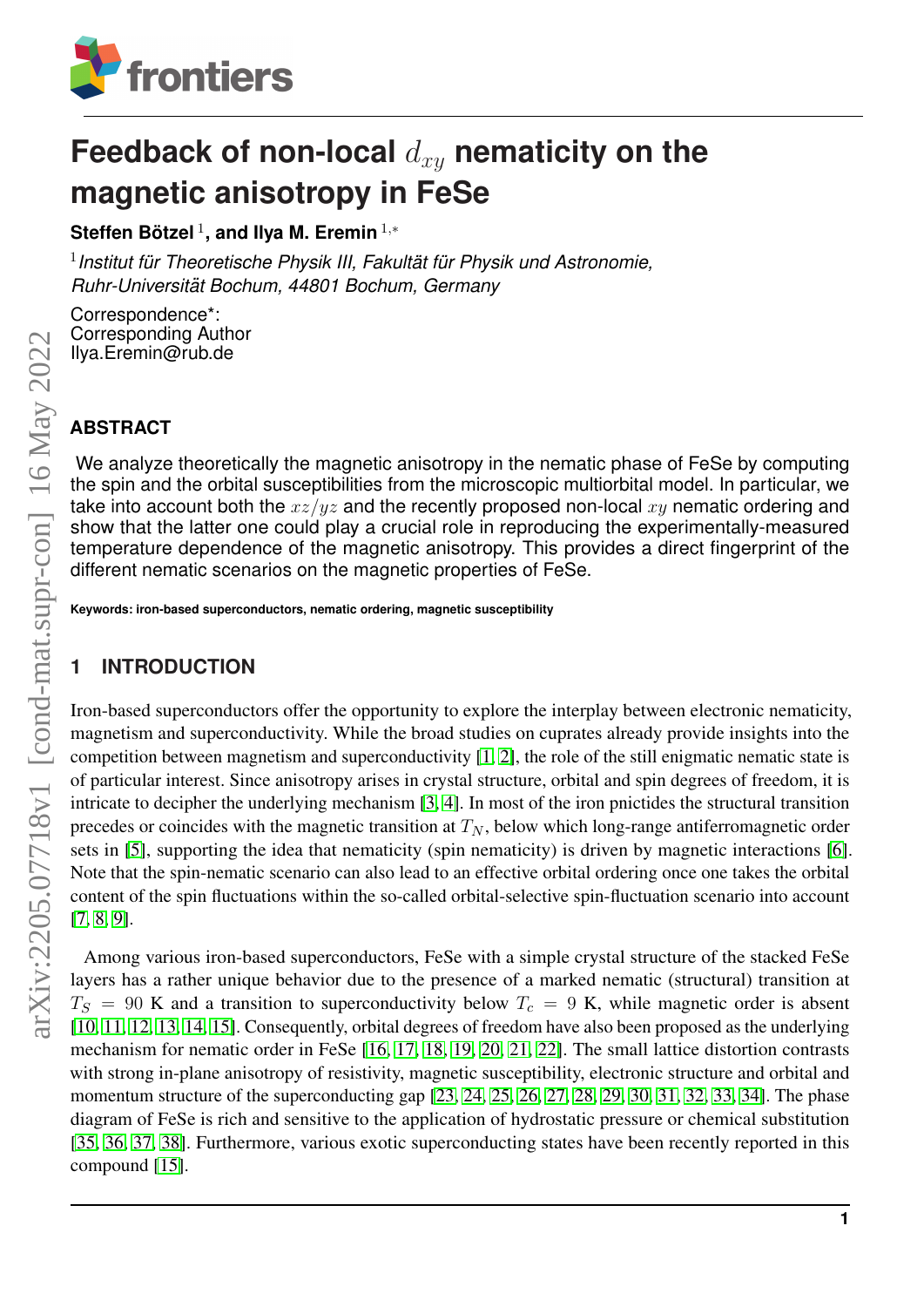# Feedback of non-local $d_{xy}$ nematicity on the magnetic anisotropy in FeSe

**Steffen Bötzel** [1]**, and Ilya M. Eremin** [1,*]

[1] *Institut für Theoretische Physik III, Fakultät für Physik und Astronomie, Ruhr-Universität Bochum, 44801 Bochum, Germany*

Correspondence*:
Corresponding Author
Ilya.Eremin@rub.de

## ABSTRACT

We analyze theoretically the magnetic anisotropy in the nematic phase of FeSe by computing the spin and the orbital susceptibilities from the microscopic multiorbital model. In particular, we take into account both the $xz/yz$ and the recently proposed non-local $xy$ nematic ordering and show that the latter one could play a crucial role in reproducing the experimentally-measured temperature dependence of the magnetic anisotropy. This provides a direct fingerprint of the different nematic scenarios on the magnetic properties of FeSe.

**Keywords: iron-based superconductors, nematic ordering, magnetic susceptibility**

## 1 INTRODUCTION

Iron-based superconductors offer the opportunity to explore the interplay between electronic nematicity, magnetism and superconductivity. While the broad studies on cuprates already provide insights into the competition between magnetism and superconductivity [1, 2], the role of the still enigmatic nematic state is of particular interest. Since anisotropy arises in crystal structure, orbital and spin degrees of freedom, it is intricate to decipher the underlying mechanism [3, 4]. In most of the iron pnictides the structural transition precedes or coincides with the magnetic transition at $T_N$, below which long-range antiferromagnetic order sets in [5], supporting the idea that nematicity (spin nematicity) is driven by magnetic interactions [6]. Note that the spin-nematic scenario can also lead to an effective orbital ordering once one takes the orbital content of the spin fluctuations within the so-called orbital-selective spin-fluctuation scenario into account [7, 8, 9].

Among various iron-based superconductors, FeSe with a simple crystal structure of the stacked FeSe layers has a rather unique behavior due to the presence of a marked nematic (structural) transition at $T_S = 90$ K and a transition to superconductivity below $T_c = 9$ K, while magnetic order is absent [10, 11, 12, 13, 14, 15]. Consequently, orbital degrees of freedom have also been proposed as the underlying mechanism for nematic order in FeSe [16, 17, 18, 19, 20, 21, 22]. The small lattice distortion contrasts with strong in-plane anisotropy of resistivity, magnetic susceptibility, electronic structure and orbital and momentum structure of the superconducting gap [23, 24, 25, 26, 27, 28, 29, 30, 31, 32, 33, 34]. The phase diagram of FeSe is rich and sensitive to the application of hydrostatic pressure or chemical substitution [35, 36, 37, 38]. Furthermore, various exotic superconducting states have been recently reported in this compound [15].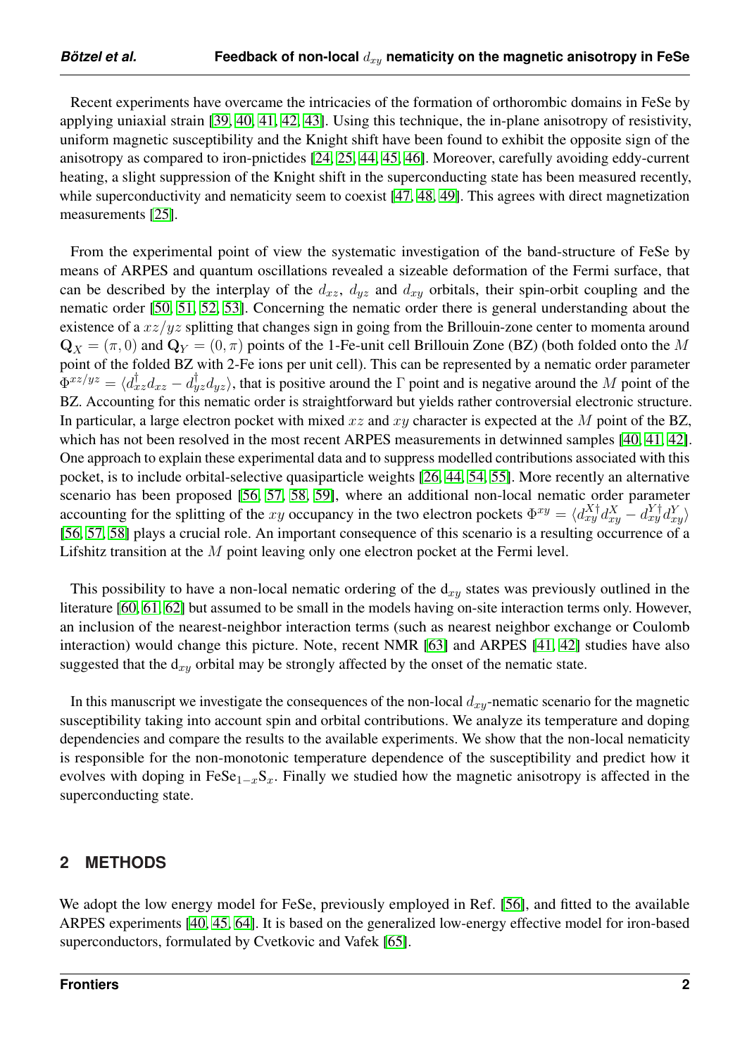Recent experiments have overcame the intricacies of the formation of orthorombic domains in FeSe by applying uniaxial strain [39, 40, 41, 42, 43]. Using this technique, the in-plane anisotropy of resistivity, uniform magnetic susceptibility and the Knight shift have been found to exhibit the opposite sign of the anisotropy as compared to iron-pnictides [24, 25, 44, 45, 46]. Moreover, carefully avoiding eddy-current heating, a slight suppression of the Knight shift in the superconducting state has been measured recently, while superconductivity and nematicity seem to coexist [47, 48, 49]. This agrees with direct magnetization measurements [25].

From the experimental point of view the systematic investigation of the band-structure of FeSe by means of ARPES and quantum oscillations revealed a sizeable deformation of the Fermi surface, that can be described by the interplay of the $d_{xz}$, $d_{yz}$ and $d_{xy}$ orbitals, their spin-orbit coupling and the nematic order [50, 51, 52, 53]. Concerning the nematic order there is general understanding about the existence of a $xz/yz$ splitting that changes sign in going from the Brillouin-zone center to momenta around $\mathbf{Q}_X = (\pi, 0)$ and $\mathbf{Q}_Y = (0, \pi)$ points of the 1-Fe-unit cell Brillouin Zone (BZ) (both folded onto the $M$ point of the folded BZ with 2-Fe ions per unit cell). This can be represented by a nematic order parameter $\Phi^{xz/yz} = \langle d^{\dagger}_{xz} d_{xz} - d^{\dagger}_{yz} d_{yz} \rangle$, that is positive around the $\Gamma$ point and is negative around the $M$ point of the BZ. Accounting for this nematic order is straightforward but yields rather controversial electronic structure. In particular, a large electron pocket with mixed $xz$ and $xy$ character is expected at the $M$ point of the BZ, which has not been resolved in the most recent ARPES measurements in detwinned samples [40, 41, 42]. One approach to explain these experimental data and to suppress modelled contributions associated with this pocket, is to include orbital-selective quasiparticle weights [26, 44, 54, 55]. More recently an alternative scenario has been proposed [56, 57, 58, 59], where an additional non-local nematic order parameter accounting for the splitting of the $xy$ occupancy in the two electron pockets $\Phi^{xy} = \langle d^{X\dagger}_{xy} d^{X}_{xy} - d^{Y\dagger}_{xy} d^{Y}_{xy} \rangle$ [56, 57, 58] plays a crucial role. An important consequence of this scenario is a resulting occurrence of a Lifshitz transition at the $M$ point leaving only one electron pocket at the Fermi level.

This possibility to have a non-local nematic ordering of the $d_{xy}$ states was previously outlined in the literature [60, 61, 62] but assumed to be small in the models having on-site interaction terms only. However, an inclusion of the nearest-neighbor interaction terms (such as nearest neighbor exchange or Coulomb interaction) would change this picture. Note, recent NMR [63] and ARPES [41, 42] studies have also suggested that the $d_{xy}$ orbital may be strongly affected by the onset of the nematic state.

In this manuscript we investigate the consequences of the non-local $d_{xy}$-nematic scenario for the magnetic susceptibility taking into account spin and orbital contributions. We analyze its temperature and doping dependencies and compare the results to the available experiments. We show that the non-local nematicity is responsible for the non-monotonic temperature dependence of the susceptibility and predict how it evolves with doping in $FeSe_{1-x}S_x$. Finally we studied how the magnetic anisotropy is affected in the superconducting state.

## 2 METHODS

We adopt the low energy model for FeSe, previously employed in Ref. [56], and fitted to the available ARPES experiments [40, 45, 64]. It is based on the generalized low-energy effective model for iron-based superconductors, formulated by Cvetkovic and Vafek [65].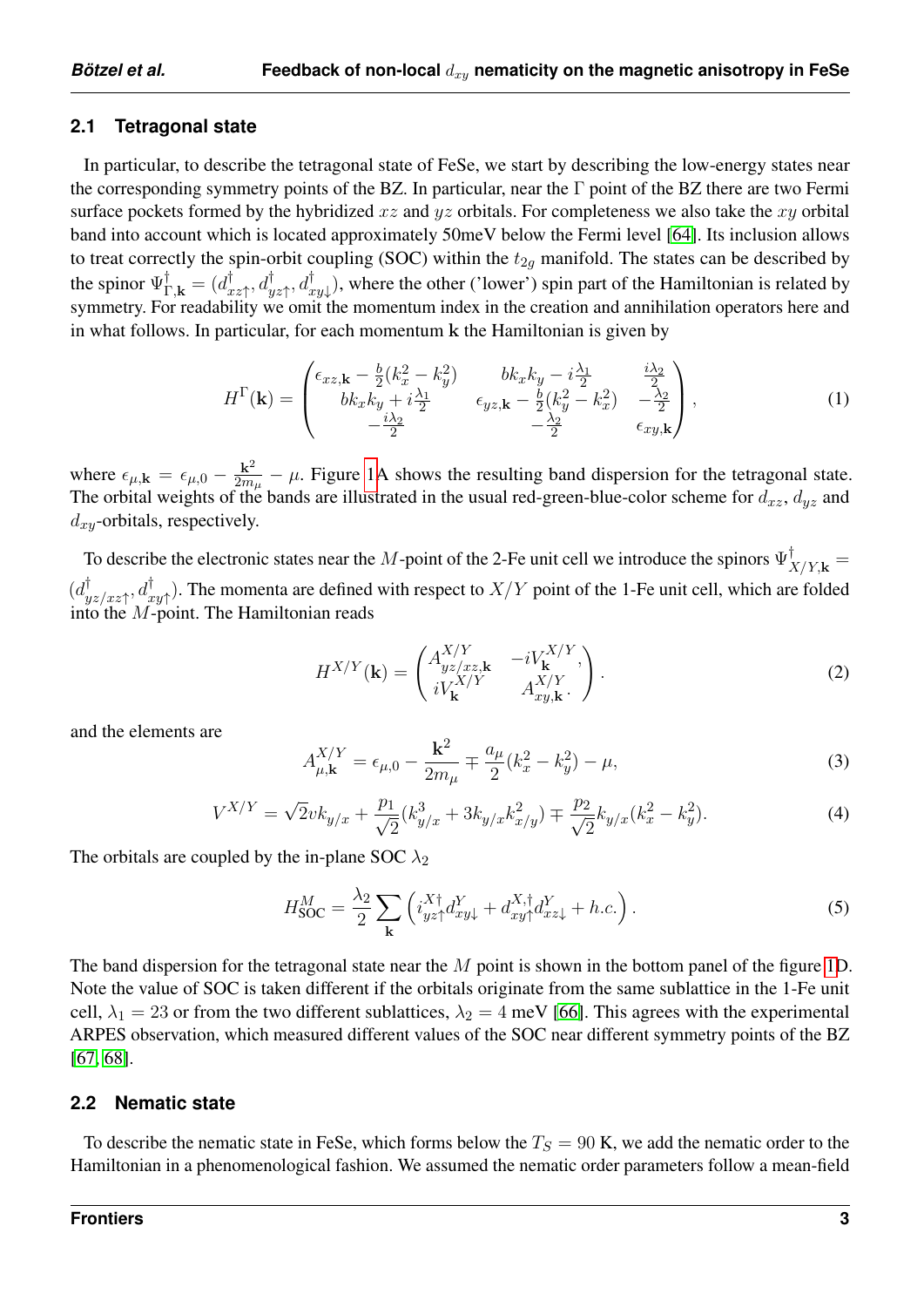### 2.1 Tetragonal state

In particular, to describe the tetragonal state of FeSe, we start by describing the low-energy states near the corresponding symmetry points of the BZ. In particular, near the $\Gamma$ point of the BZ there are two Fermi surface pockets formed by the hybridized $xz$ and $yz$ orbitals. For completeness we also take the $xy$ orbital band into account which is located approximately 50meV below the Fermi level [64]. Its inclusion allows to treat correctly the spin-orbit coupling (SOC) within the $t_{2g}$ manifold. The states can be described by the spinor $\Psi^{\dagger}_{\Gamma,\mathbf{k}} = (d^{\dagger}_{xz\uparrow}, d^{\dagger}_{yz\uparrow}, d^{\dagger}_{xy\downarrow})$, where the other ('lower') spin part of the Hamiltonian is related by symmetry. For readability we omit the momentum index in the creation and annihilation operators here and in what follows. In particular, for each momentum $\mathbf{k}$ the Hamiltonian is given by

$$H^{\Gamma}(\mathbf{k}) = \begin{pmatrix} \epsilon_{xz,\mathbf{k}} - \frac{b}{2}(k_x^2 - k_y^2) & bk_xk_y - i\frac{\lambda_1}{2} & \frac{i\lambda_2}{2} \\ bk_xk_y + i\frac{\lambda_1}{2} & \epsilon_{yz,\mathbf{k}} - \frac{b}{2}(k_y^2 - k_x^2) & -\frac{\lambda_2}{2} \\ -\frac{i\lambda_2}{2} & -\frac{\lambda_2}{2} & \epsilon_{xy,\mathbf{k}} \end{pmatrix}, \tag{1}$$

where $\epsilon_{\mu,\mathbf{k}} = \epsilon_{\mu,0} - \frac{\mathbf{k}^2}{2m_\mu} - \mu$. Figure 1A shows the resulting band dispersion for the tetragonal state. The orbital weights of the bands are illustrated in the usual red-green-blue-color scheme for $d_{xz}$, $d_{yz}$ and $d_{xy}$-orbitals, respectively.

To describe the electronic states near the $M$-point of the 2-Fe unit cell we introduce the spinors $\Psi^{\dagger}_{X/Y,\mathbf{k}} = (d^{\dagger}_{yz/xz\uparrow}, d^{\dagger}_{xy\uparrow})$. The momenta are defined with respect to $X/Y$ point of the 1-Fe unit cell, which are folded into the $M$-point. The Hamiltonian reads

$$H^{X/Y}(\mathbf{k}) = \begin{pmatrix} A^{X/Y}_{yz/xz,\mathbf{k}} & -iV^{X/Y}_{\mathbf{k}}, \\ iV^{X/Y}_{\mathbf{k}} & A^{X/Y}_{xy,\mathbf{k}}. \end{pmatrix}. \tag{2}$$

and the elements are

$$A^{X/Y}_{\mu,\mathbf{k}} = \epsilon_{\mu,0} - \frac{\mathbf{k}^2}{2m_\mu} \mp \frac{a_\mu}{2}(k_x^2 - k_y^2) - \mu, \tag{3}$$

$$V^{X/Y} = \sqrt{2}vk_{y/x} + \frac{p_1}{\sqrt{2}}(k^3_{y/x} + 3k_{y/x}k^2_{x/y}) \mp \frac{p_2}{\sqrt{2}}k_{y/x}(k_x^2 - k_y^2). \tag{4}$$

The orbitals are coupled by the in-plane SOC $\lambda_2$

$$H^M_{\text{SOC}} = \frac{\lambda_2}{2}\sum_{\mathbf{k}}\left(i^{X\dagger}_{yz\uparrow}d^Y_{xy\downarrow} + d^{X,\dagger}_{xy\uparrow}d^Y_{xz\downarrow} + h.c.\right). \tag{5}$$

The band dispersion for the tetragonal state near the $M$ point is shown in the bottom panel of the figure 1D. Note the value of SOC is taken different if the orbitals originate from the same sublattice in the 1-Fe unit cell, $\lambda_1 = 23$ or from the two different sublattices, $\lambda_2 = 4$ meV [66]. This agrees with the experimental ARPES observation, which measured different values of the SOC near different symmetry points of the BZ [67, 68].

### 2.2 Nematic state

To describe the nematic state in FeSe, which forms below the $T_S = 90$ K, we add the nematic order to the Hamiltonian in a phenomenological fashion. We assumed the nematic order parameters follow a mean-field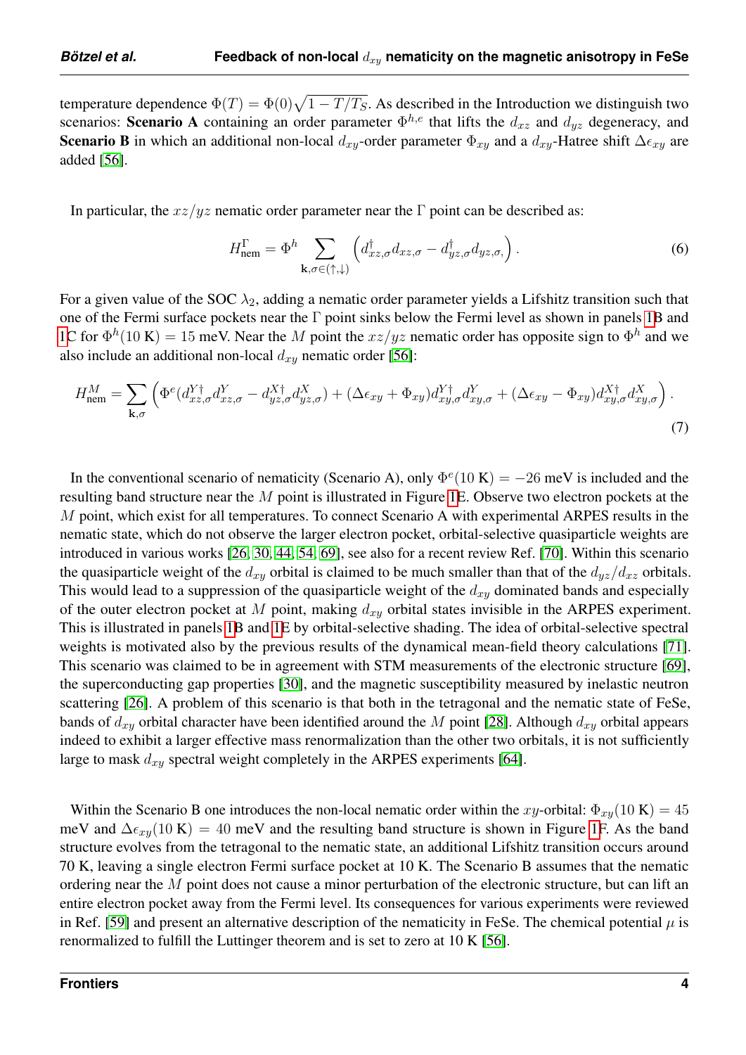temperature dependence $\Phi(T) = \Phi(0)\sqrt{1 - T/T_S}$. As described in the Introduction we distinguish two scenarios: **Scenario A** containing an order parameter $\Phi^{h,e}$ that lifts the $d_{xz}$ and $d_{yz}$ degeneracy, and **Scenario B** in which an additional non-local $d_{xy}$-order parameter $\Phi_{xy}$ and a $d_{xy}$-Hatree shift $\Delta\epsilon_{xy}$ are added [56].

In particular, the $xz/yz$ nematic order parameter near the $\Gamma$ point can be described as:

$$H^{\Gamma}_{\text{nem}} = \Phi^h \sum_{\mathbf{k},\sigma\in(\uparrow,\downarrow)} \left( d^{\dagger}_{xz,\sigma} d_{xz,\sigma} - d^{\dagger}_{yz,\sigma} d_{yz,\sigma,} \right). \tag{6}$$

For a given value of the SOC $\lambda_2$, adding a nematic order parameter yields a Lifshitz transition such that one of the Fermi surface pockets near the $\Gamma$ point sinks below the Fermi level as shown in panels 1B and 1C for $\Phi^h(10\text{ K}) = 15$ meV. Near the $M$ point the $xz/yz$ nematic order has opposite sign to $\Phi^h$ and we also include an additional non-local $d_{xy}$ nematic order [56]:

$$H^{M}_{\text{nem}} = \sum_{\mathbf{k},\sigma} \left( \Phi^e (d^{Y\dagger}_{xz,\sigma} d^{Y}_{xz,\sigma} - d^{X\dagger}_{yz,\sigma} d^{X}_{yz,\sigma}) + (\Delta\epsilon_{xy} + \Phi_{xy}) d^{Y\dagger}_{xy,\sigma} d^{Y}_{xy,\sigma} + (\Delta\epsilon_{xy} - \Phi_{xy}) d^{X\dagger}_{xy,\sigma} d^{X}_{xy,\sigma} \right). \tag{7}$$

In the conventional scenario of nematicity (Scenario A), only $\Phi^e(10\text{ K}) = -26$ meV is included and the resulting band structure near the $M$ point is illustrated in Figure 1E. Observe two electron pockets at the $M$ point, which exist for all temperatures. To connect Scenario A with experimental ARPES results in the nematic state, which do not observe the larger electron pocket, orbital-selective quasiparticle weights are introduced in various works [26, 30, 44, 54, 69], see also for a recent review Ref. [70]. Within this scenario the quasiparticle weight of the $d_{xy}$ orbital is claimed to be much smaller than that of the $d_{yz}/d_{xz}$ orbitals. This would lead to a suppression of the quasiparticle weight of the $d_{xy}$ dominated bands and especially of the outer electron pocket at $M$ point, making $d_{xy}$ orbital states invisible in the ARPES experiment. This is illustrated in panels 1B and 1E by orbital-selective shading. The idea of orbital-selective spectral weights is motivated also by the previous results of the dynamical mean-field theory calculations [71]. This scenario was claimed to be in agreement with STM measurements of the electronic structure [69], the superconducting gap properties [30], and the magnetic susceptibility measured by inelastic neutron scattering [26]. A problem of this scenario is that both in the tetragonal and the nematic state of FeSe, bands of $d_{xy}$ orbital character have been identified around the $M$ point [28]. Although $d_{xy}$ orbital appears indeed to exhibit a larger effective mass renormalization than the other two orbitals, it is not sufficiently large to mask $d_{xy}$ spectral weight completely in the ARPES experiments [64].

Within the Scenario B one introduces the non-local nematic order within the $xy$-orbital: $\Phi_{xy}(10\text{ K}) = 45$ meV and $\Delta\epsilon_{xy}(10\text{ K}) = 40$ meV and the resulting band structure is shown in Figure 1F. As the band structure evolves from the tetragonal to the nematic state, an additional Lifshitz transition occurs around 70 K, leaving a single electron Fermi surface pocket at 10 K. The Scenario B assumes that the nematic ordering near the $M$ point does not cause a minor perturbation of the electronic structure, but can lift an entire electron pocket away from the Fermi level. Its consequences for various experiments were reviewed in Ref. [59] and present an alternative description of the nematicity in FeSe. The chemical potential $\mu$ is renormalized to fulfill the Luttinger theorem and is set to zero at 10 K [56].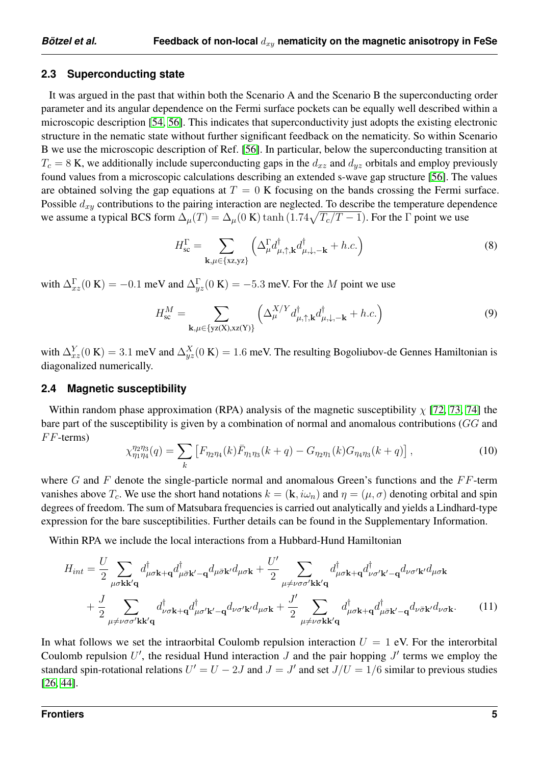## 2.3 Superconducting state

It was argued in the past that within both the Scenario A and the Scenario B the superconducting order parameter and its angular dependence on the Fermi surface pockets can be equally well described within a microscopic description [54, 56]. This indicates that superconductivity just adopts the existing electronic structure in the nematic state without further significant feedback on the nematicity. So within Scenario B we use the microscopic description of Ref. [56]. In particular, below the superconducting transition at $T_c = 8$ K, we additionally include superconducting gaps in the $d_{xz}$ and $d_{yz}$ orbitals and employ previously found values from a microscopic calculations describing an extended s-wave gap structure [56]. The values are obtained solving the gap equations at $T = 0$ K focusing on the bands crossing the Fermi surface. Possible $d_{xy}$ contributions to the pairing interaction are neglected. To describe the temperature dependence we assume a typical BCS form $\Delta_\mu(T) = \Delta_\mu(0\ \mathrm{K}) \tanh\left(1.74\sqrt{T_c/T - 1}\right)$. For the $\Gamma$ point we use

$$H_{\mathrm{sc}}^{\Gamma} = \sum_{\mathbf{k},\mu \in \{\mathrm{xz},\mathrm{yz}\}} \left( \Delta_\mu^\Gamma d_{\mu,\uparrow,\mathbf{k}}^\dagger d_{\mu,\downarrow,-\mathbf{k}}^\dagger + h.c. \right) \tag{8}$$

with $\Delta_{xz}^\Gamma(0\ \mathrm{K}) = -0.1$ meV and $\Delta_{yz}^\Gamma(0\ \mathrm{K}) = -5.3$ meV. For the $M$ point we use

$$H_{\mathrm{sc}}^{M} = \sum_{\mathbf{k},\mu \in \{\mathrm{yz(X)},\mathrm{xz(Y)}\}} \left( \Delta_\mu^{X/Y} d_{\mu,\uparrow,\mathbf{k}}^\dagger d_{\mu,\downarrow,-\mathbf{k}}^\dagger + h.c. \right) \tag{9}$$

with $\Delta_{xz}^Y(0\ \mathrm{K}) = 3.1$ meV and $\Delta_{yz}^X(0\ \mathrm{K}) = 1.6$ meV. The resulting Bogoliubov-de Gennes Hamiltonian is diagonalized numerically.

## 2.4 Magnetic susceptibility

Within random phase approximation (RPA) analysis of the magnetic susceptibility $\chi$ [72, 73, 74] the bare part of the susceptibility is given by a combination of normal and anomalous contributions ($GG$ and $FF$-terms)

$$\chi_{\eta_1\eta_4}^{\eta_2\eta_3}(q) = \sum_k \left[ F_{\eta_2\eta_4}(k) \bar{F}_{\eta_1\eta_3}(k+q) - G_{\eta_2\eta_1}(k) G_{\eta_4\eta_3}(k+q) \right], \tag{10}$$

where $G$ and $F$ denote the single-particle normal and anomalous Green's functions and the $FF$-term vanishes above $T_c$. We use the short hand notations $k = (\mathbf{k}, i\omega_n)$ and $\eta = (\mu, \sigma)$ denoting orbital and spin degrees of freedom. The sum of Matsubara frequencies is carried out analytically and yields a Lindhard-type expression for the bare susceptibilities. Further details can be found in the Supplementary Information.

Within RPA we include the local interactions from a Hubbard-Hund Hamiltonian

$$\begin{aligned} H_{int} = &\frac{U}{2} \sum_{\mu\sigma\mathbf{k}\mathbf{k}'\mathbf{q}} d_{\mu\sigma\mathbf{k}+\mathbf{q}}^\dagger d_{\mu\bar{\sigma}\mathbf{k}'-\mathbf{q}}^\dagger d_{\mu\bar{\sigma}\mathbf{k}'} d_{\mu\sigma\mathbf{k}} + \frac{U'}{2} \sum_{\mu\neq\nu\sigma\sigma'\mathbf{k}\mathbf{k}'\mathbf{q}} d_{\mu\sigma\mathbf{k}+\mathbf{q}}^\dagger d_{\nu\sigma'\mathbf{k}'-\mathbf{q}}^\dagger d_{\nu\sigma'\mathbf{k}'} d_{\mu\sigma\mathbf{k}} \\ &+ \frac{J}{2} \sum_{\mu\neq\nu\sigma\sigma'\mathbf{k}\mathbf{k}'\mathbf{q}} d_{\nu\sigma\mathbf{k}+\mathbf{q}}^\dagger d_{\mu\sigma'\mathbf{k}'-\mathbf{q}}^\dagger d_{\nu\sigma'\mathbf{k}'} d_{\mu\sigma\mathbf{k}} + \frac{J'}{2} \sum_{\mu\neq\nu\sigma\mathbf{k}\mathbf{k}'\mathbf{q}} d_{\mu\sigma\mathbf{k}+\mathbf{q}}^\dagger d_{\mu\bar{\sigma}\mathbf{k}'-\mathbf{q}}^\dagger d_{\nu\bar{\sigma}\mathbf{k}'} d_{\nu\sigma\mathbf{k}}. \end{aligned} \tag{11}$$

In what follows we set the intraorbital Coulomb repulsion interaction $U = 1$ eV. For the interorbital Coulomb repulsion $U'$, the residual Hund interaction $J$ and the pair hopping $J'$ terms we employ the standard spin-rotational relations $U' = U - 2J$ and $J = J'$ and set $J/U = 1/6$ similar to previous studies [26, 44].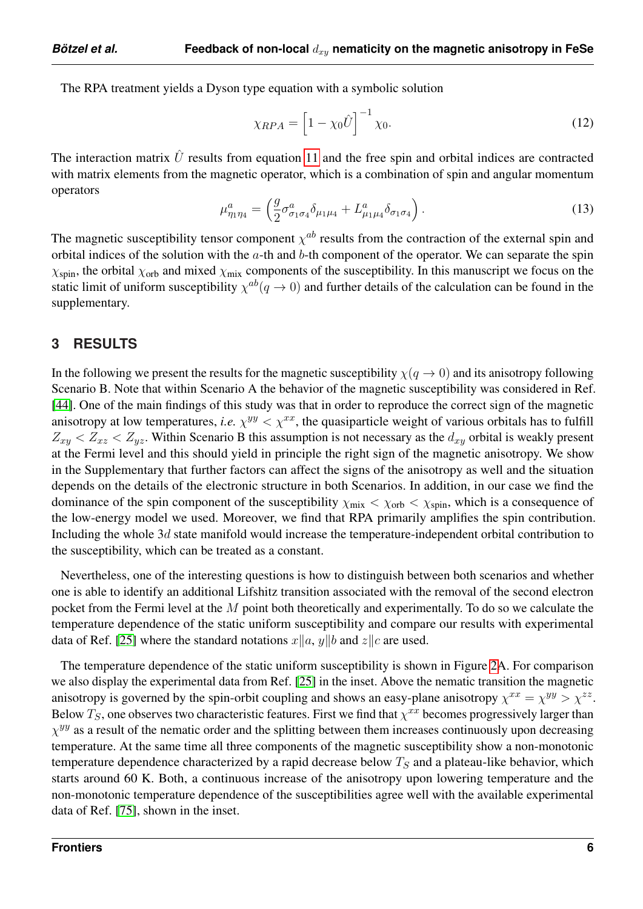The RPA treatment yields a Dyson type equation with a symbolic solution

$$\chi_{RPA} = \left[1 - \chi_0 \hat{U}\right]^{-1} \chi_0. \tag{12}$$

The interaction matrix $\hat{U}$ results from equation [11] and the free spin and orbital indices are contracted with matrix elements from the magnetic operator, which is a combination of spin and angular momentum operators

$$\mu^a_{\eta_1 \eta_4} = \left( \frac{g}{2} \sigma^a_{\sigma_1 \sigma_4} \delta_{\mu_1 \mu_4} + L^a_{\mu_1 \mu_4} \delta_{\sigma_1 \sigma_4} \right). \tag{13}$$

The magnetic susceptibility tensor component $\chi^{ab}$ results from the contraction of the external spin and orbital indices of the solution with the $a$-th and $b$-th component of the operator. We can separate the spin $\chi_{\text{spin}}$, the orbital $\chi_{\text{orb}}$ and mixed $\chi_{\text{mix}}$ components of the susceptibility. In this manuscript we focus on the static limit of uniform susceptibility $\chi^{ab}(q \to 0)$ and further details of the calculation can be found in the supplementary.

## 3 RESULTS

In the following we present the results for the magnetic susceptibility $\chi(q \to 0)$ and its anisotropy following Scenario B. Note that within Scenario A the behavior of the magnetic susceptibility was considered in Ref. [44]. One of the main findings of this study was that in order to reproduce the correct sign of the magnetic anisotropy at low temperatures, *i.e.* $\chi^{yy} < \chi^{xx}$, the quasiparticle weight of various orbitals has to fulfill $Z_{xy} < Z_{xz} < Z_{yz}$. Within Scenario B this assumption is not necessary as the $d_{xy}$ orbital is weakly present at the Fermi level and this should yield in principle the right sign of the magnetic anisotropy. We show in the Supplementary that further factors can affect the signs of the anisotropy as well and the situation depends on the details of the electronic structure in both Scenarios. In addition, in our case we find the dominance of the spin component of the susceptibility $\chi_{\text{mix}} < \chi_{\text{orb}} < \chi_{\text{spin}}$, which is a consequence of the low-energy model we used. Moreover, we find that RPA primarily amplifies the spin contribution. Including the whole $3d$ state manifold would increase the temperature-independent orbital contribution to the susceptibility, which can be treated as a constant.

Nevertheless, one of the interesting questions is how to distinguish between both scenarios and whether one is able to identify an additional Lifshitz transition associated with the removal of the second electron pocket from the Fermi level at the $M$ point both theoretically and experimentally. To do so we calculate the temperature dependence of the static uniform susceptibility and compare our results with experimental data of Ref. [25] where the standard notations $x \| a$, $y \| b$ and $z \| c$ are used.

The temperature dependence of the static uniform susceptibility is shown in Figure 2A. For comparison we also display the experimental data from Ref. [25] in the inset. Above the nematic transition the magnetic anisotropy is governed by the spin-orbit coupling and shows an easy-plane anisotropy $\chi^{xx} = \chi^{yy} > \chi^{zz}$. Below $T_S$, one observes two characteristic features. First we find that $\chi^{xx}$ becomes progressively larger than $\chi^{yy}$ as a result of the nematic order and the splitting between them increases continuously upon decreasing temperature. At the same time all three components of the magnetic susceptibility show a non-monotonic temperature dependence characterized by a rapid decrease below $T_S$ and a plateau-like behavior, which starts around 60 K. Both, a continuous increase of the anisotropy upon lowering temperature and the non-monotonic temperature dependence of the susceptibilities agree well with the available experimental data of Ref. [75], shown in the inset.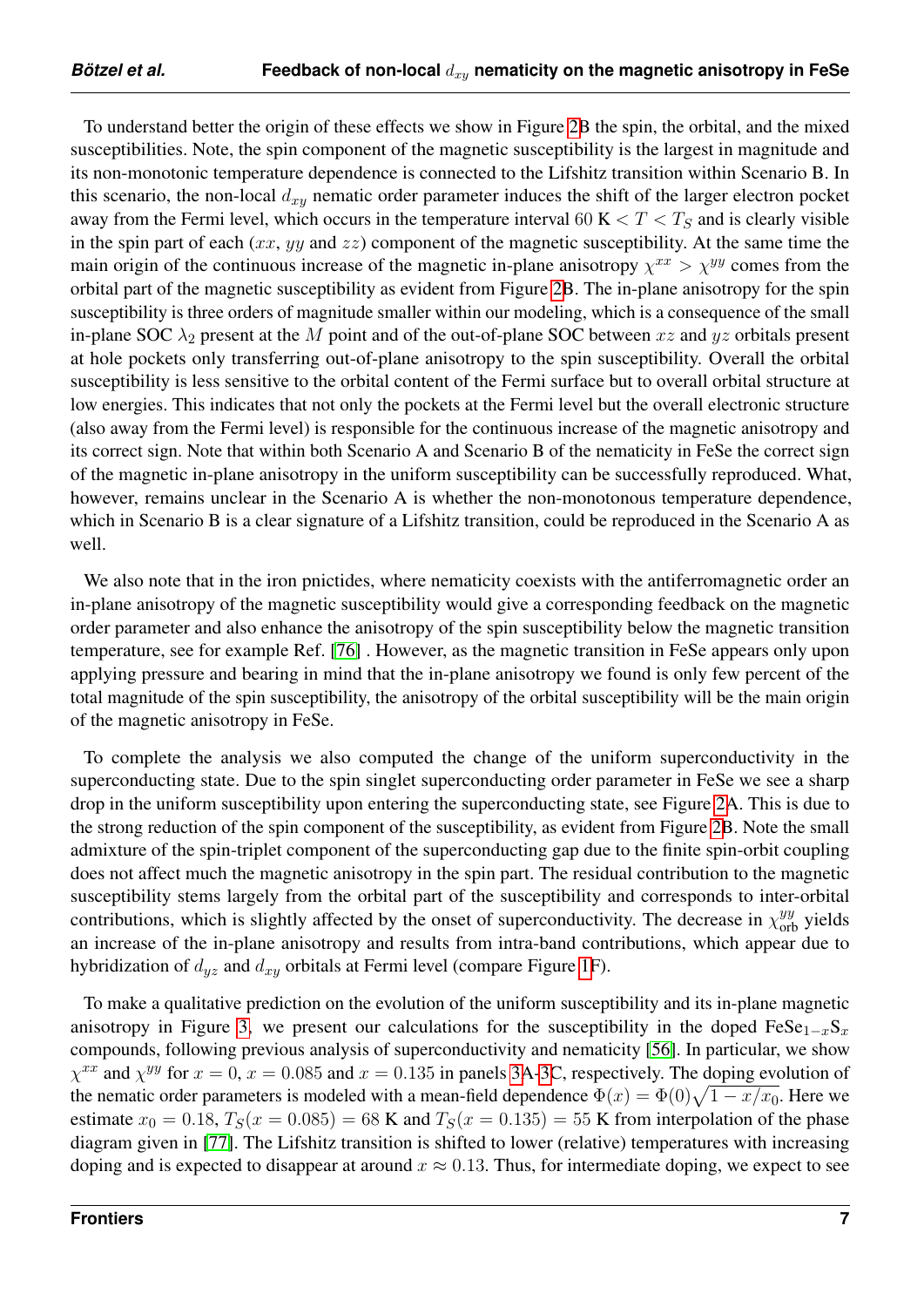To understand better the origin of these effects we show in Figure 2B the spin, the orbital, and the mixed susceptibilities. Note, the spin component of the magnetic susceptibility is the largest in magnitude and its non-monotonic temperature dependence is connected to the Lifshitz transition within Scenario B. In this scenario, the non-local $d_{xy}$ nematic order parameter induces the shift of the larger electron pocket away from the Fermi level, which occurs in the temperature interval $60\text{ K} < T < T_S$ and is clearly visible in the spin part of each ($xx$, $yy$ and $zz$) component of the magnetic susceptibility. At the same time the main origin of the continuous increase of the magnetic in-plane anisotropy $\chi^{xx} > \chi^{yy}$ comes from the orbital part of the magnetic susceptibility as evident from Figure 2B. The in-plane anisotropy for the spin susceptibility is three orders of magnitude smaller within our modeling, which is a consequence of the small in-plane SOC $\lambda_2$ present at the $M$ point and of the out-of-plane SOC between $xz$ and $yz$ orbitals present at hole pockets only transferring out-of-plane anisotropy to the spin susceptibility. Overall the orbital susceptibility is less sensitive to the orbital content of the Fermi surface but to overall orbital structure at low energies. This indicates that not only the pockets at the Fermi level but the overall electronic structure (also away from the Fermi level) is responsible for the continuous increase of the magnetic anisotropy and its correct sign. Note that within both Scenario A and Scenario B of the nematicity in FeSe the correct sign of the magnetic in-plane anisotropy in the uniform susceptibility can be successfully reproduced. What, however, remains unclear in the Scenario A is whether the non-monotonous temperature dependence, which in Scenario B is a clear signature of a Lifshitz transition, could be reproduced in the Scenario A as well.

We also note that in the iron pnictides, where nematicity coexists with the antiferromagnetic order an in-plane anisotropy of the magnetic susceptibility would give a corresponding feedback on the magnetic order parameter and also enhance the anisotropy of the spin susceptibility below the magnetic transition temperature, see for example Ref. [76] . However, as the magnetic transition in FeSe appears only upon applying pressure and bearing in mind that the in-plane anisotropy we found is only few percent of the total magnitude of the spin susceptibility, the anisotropy of the orbital susceptibility will be the main origin of the magnetic anisotropy in FeSe.

To complete the analysis we also computed the change of the uniform superconductivity in the superconducting state. Due to the spin singlet superconducting order parameter in FeSe we see a sharp drop in the uniform susceptibility upon entering the superconducting state, see Figure 2A. This is due to the strong reduction of the spin component of the susceptibility, as evident from Figure 2B. Note the small admixture of the spin-triplet component of the superconducting gap due to the finite spin-orbit coupling does not affect much the magnetic anisotropy in the spin part. The residual contribution to the magnetic susceptibility stems largely from the orbital part of the susceptibility and corresponds to inter-orbital contributions, which is slightly affected by the onset of superconductivity. The decrease in $\chi^{yy}_{\text{orb}}$ yields an increase of the in-plane anisotropy and results from intra-band contributions, which appear due to hybridization of $d_{yz}$ and $d_{xy}$ orbitals at Fermi level (compare Figure 1F).

To make a qualitative prediction on the evolution of the uniform susceptibility and its in-plane magnetic anisotropy in Figure 3, we present our calculations for the susceptibility in the doped $\text{FeSe}_{1-x}\text{S}_x$ compounds, following previous analysis of superconductivity and nematicity [56]. In particular, we show $\chi^{xx}$ and $\chi^{yy}$ for $x = 0$, $x = 0.085$ and $x = 0.135$ in panels 3A-3C, respectively. The doping evolution of the nematic order parameters is modeled with a mean-field dependence $\Phi(x) = \Phi(0)\sqrt{1 - x/x_0}$. Here we estimate $x_0 = 0.18$, $T_S(x = 0.085) = 68$ K and $T_S(x = 0.135) = 55$ K from interpolation of the phase diagram given in [77]. The Lifshitz transition is shifted to lower (relative) temperatures with increasing doping and is expected to disappear at around $x \approx 0.13$. Thus, for intermediate doping, we expect to see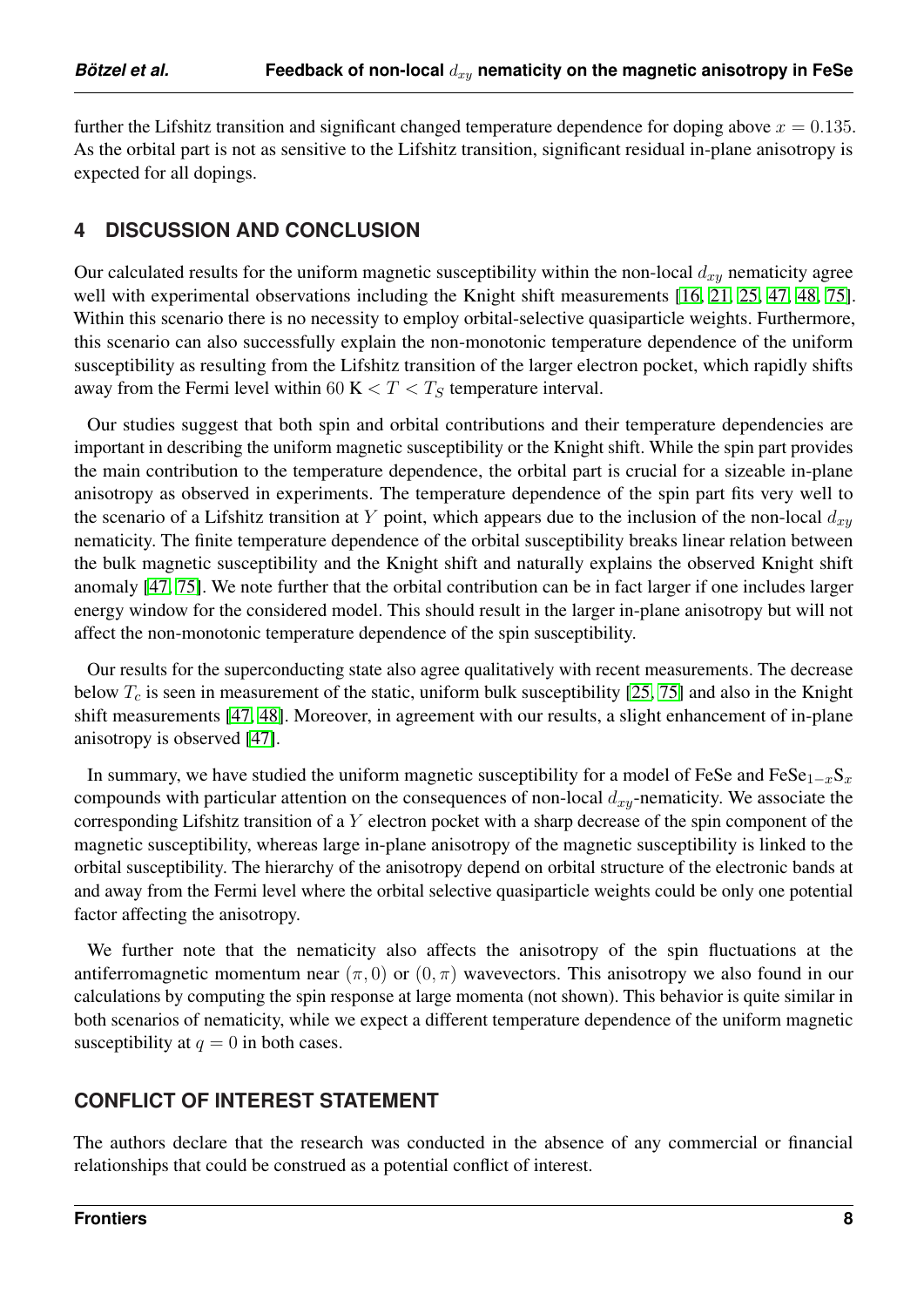further the Lifshitz transition and significant changed temperature dependence for doping above $x = 0.135$. As the orbital part is not as sensitive to the Lifshitz transition, significant residual in-plane anisotropy is expected for all dopings.

## 4 DISCUSSION AND CONCLUSION

Our calculated results for the uniform magnetic susceptibility within the non-local $d_{xy}$ nematicity agree well with experimental observations including the Knight shift measurements [16, 21, 25, 47, 48, 75]. Within this scenario there is no necessity to employ orbital-selective quasiparticle weights. Furthermore, this scenario can also successfully explain the non-monotonic temperature dependence of the uniform susceptibility as resulting from the Lifshitz transition of the larger electron pocket, which rapidly shifts away from the Fermi level within $60\text{ K} < T < T_S$ temperature interval.

Our studies suggest that both spin and orbital contributions and their temperature dependencies are important in describing the uniform magnetic susceptibility or the Knight shift. While the spin part provides the main contribution to the temperature dependence, the orbital part is crucial for a sizeable in-plane anisotropy as observed in experiments. The temperature dependence of the spin part fits very well to the scenario of a Lifshitz transition at $Y$ point, which appears due to the inclusion of the non-local $d_{xy}$ nematicity. The finite temperature dependence of the orbital susceptibility breaks linear relation between the bulk magnetic susceptibility and the Knight shift and naturally explains the observed Knight shift anomaly [47, 75]. We note further that the orbital contribution can be in fact larger if one includes larger energy window for the considered model. This should result in the larger in-plane anisotropy but will not affect the non-monotonic temperature dependence of the spin susceptibility.

Our results for the superconducting state also agree qualitatively with recent measurements. The decrease below $T_c$ is seen in measurement of the static, uniform bulk susceptibility [25, 75] and also in the Knight shift measurements [47, 48]. Moreover, in agreement with our results, a slight enhancement of in-plane anisotropy is observed [47].

In summary, we have studied the uniform magnetic susceptibility for a model of FeSe and $FeSe_{1-x}S_x$ compounds with particular attention on the consequences of non-local $d_{xy}$-nematicity. We associate the corresponding Lifshitz transition of a $Y$ electron pocket with a sharp decrease of the spin component of the magnetic susceptibility, whereas large in-plane anisotropy of the magnetic susceptibility is linked to the orbital susceptibility. The hierarchy of the anisotropy depend on orbital structure of the electronic bands at and away from the Fermi level where the orbital selective quasiparticle weights could be only one potential factor affecting the anisotropy.

We further note that the nematicity also affects the anisotropy of the spin fluctuations at the antiferromagnetic momentum near $(\pi, 0)$ or $(0, \pi)$ wavevectors. This anisotropy we also found in our calculations by computing the spin response at large momenta (not shown). This behavior is quite similar in both scenarios of nematicity, while we expect a different temperature dependence of the uniform magnetic susceptibility at $q = 0$ in both cases.

## CONFLICT OF INTEREST STATEMENT

The authors declare that the research was conducted in the absence of any commercial or financial relationships that could be construed as a potential conflict of interest.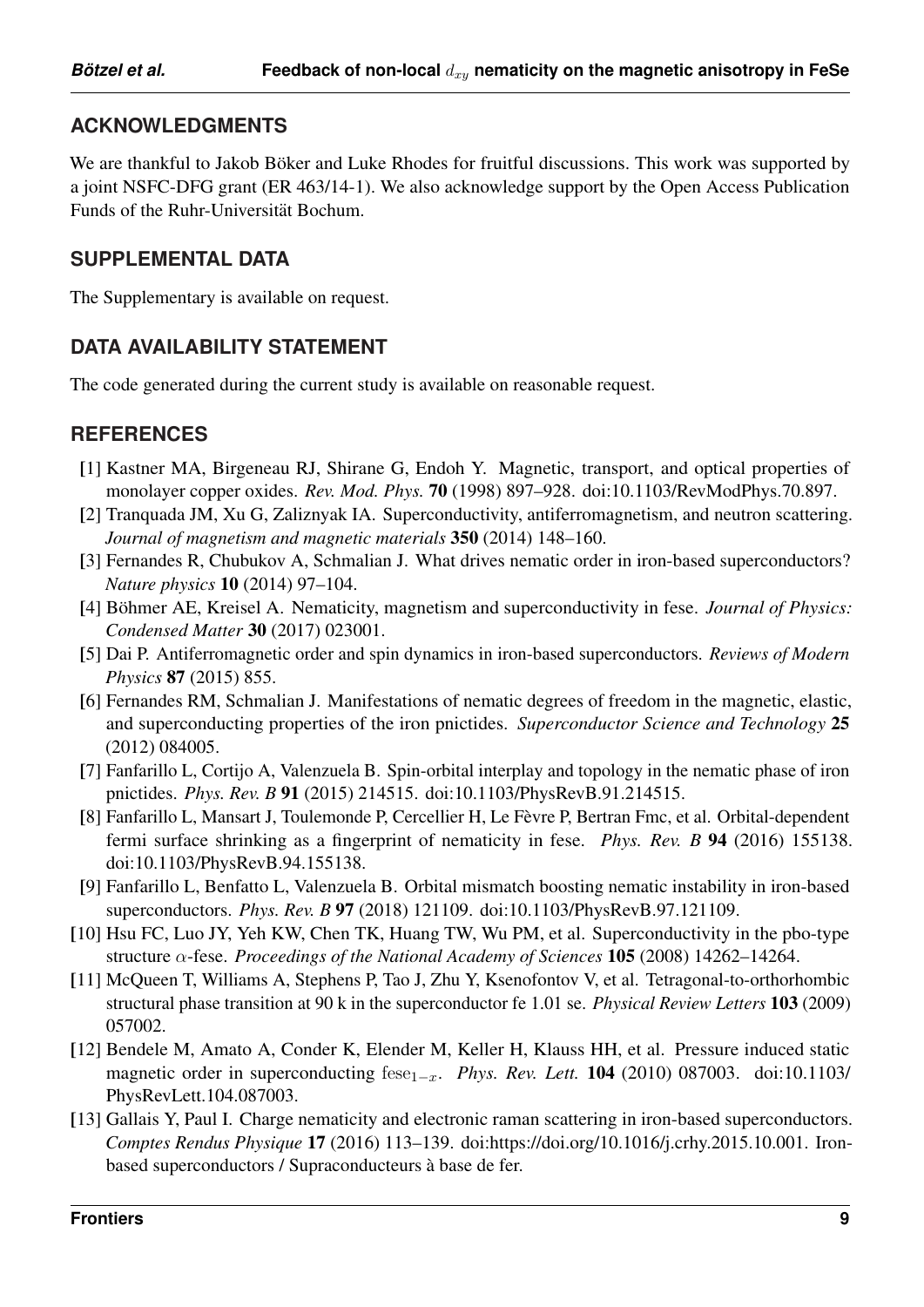## ACKNOWLEDGMENTS

We are thankful to Jakob Böker and Luke Rhodes for fruitful discussions. This work was supported by a joint NSFC-DFG grant (ER 463/14-1). We also acknowledge support by the Open Access Publication Funds of the Ruhr-Universität Bochum.

## SUPPLEMENTAL DATA

The Supplementary is available on request.

## DATA AVAILABILITY STATEMENT

The code generated during the current study is available on reasonable request.

## REFERENCES

[1] Kastner MA, Birgeneau RJ, Shirane G, Endoh Y. Magnetic, transport, and optical properties of monolayer copper oxides. *Rev. Mod. Phys.* **70** (1998) 897–928. doi:10.1103/RevModPhys.70.897.

[2] Tranquada JM, Xu G, Zaliznyak IA. Superconductivity, antiferromagnetism, and neutron scattering. *Journal of magnetism and magnetic materials* **350** (2014) 148–160.

[3] Fernandes R, Chubukov A, Schmalian J. What drives nematic order in iron-based superconductors? *Nature physics* **10** (2014) 97–104.

[4] Böhmer AE, Kreisel A. Nematicity, magnetism and superconductivity in fese. *Journal of Physics: Condensed Matter* **30** (2017) 023001.

[5] Dai P. Antiferromagnetic order and spin dynamics in iron-based superconductors. *Reviews of Modern Physics* **87** (2015) 855.

[6] Fernandes RM, Schmalian J. Manifestations of nematic degrees of freedom in the magnetic, elastic, and superconducting properties of the iron pnictides. *Superconductor Science and Technology* **25** (2012) 084005.

[7] Fanfarillo L, Cortijo A, Valenzuela B. Spin-orbital interplay and topology in the nematic phase of iron pnictides. *Phys. Rev. B* **91** (2015) 214515. doi:10.1103/PhysRevB.91.214515.

[8] Fanfarillo L, Mansart J, Toulemonde P, Cercellier H, Le Fèvre P, Bertran Fmc, et al. Orbital-dependent fermi surface shrinking as a fingerprint of nematicity in fese. *Phys. Rev. B* **94** (2016) 155138. doi:10.1103/PhysRevB.94.155138.

[9] Fanfarillo L, Benfatto L, Valenzuela B. Orbital mismatch boosting nematic instability in iron-based superconductors. *Phys. Rev. B* **97** (2018) 121109. doi:10.1103/PhysRevB.97.121109.

[10] Hsu FC, Luo JY, Yeh KW, Chen TK, Huang TW, Wu PM, et al. Superconductivity in the pbo-type structure $\alpha$-fese. *Proceedings of the National Academy of Sciences* **105** (2008) 14262–14264.

[11] McQueen T, Williams A, Stephens P, Tao J, Zhu Y, Ksenofontov V, et al. Tetragonal-to-orthorhombic structural phase transition at 90 k in the superconductor fe 1.01 se. *Physical Review Letters* **103** (2009) 057002.

[12] Bendele M, Amato A, Conder K, Elender M, Keller H, Klauss HH, et al. Pressure induced static magnetic order in superconducting $\mathrm{fese}_{1-x}$. *Phys. Rev. Lett.* **104** (2010) 087003. doi:10.1103/PhysRevLett.104.087003.

[13] Gallais Y, Paul I. Charge nematicity and electronic raman scattering in iron-based superconductors. *Comptes Rendus Physique* **17** (2016) 113–139. doi:https://doi.org/10.1016/j.crhy.2015.10.001. Iron-based superconductors / Supraconducteurs à base de fer.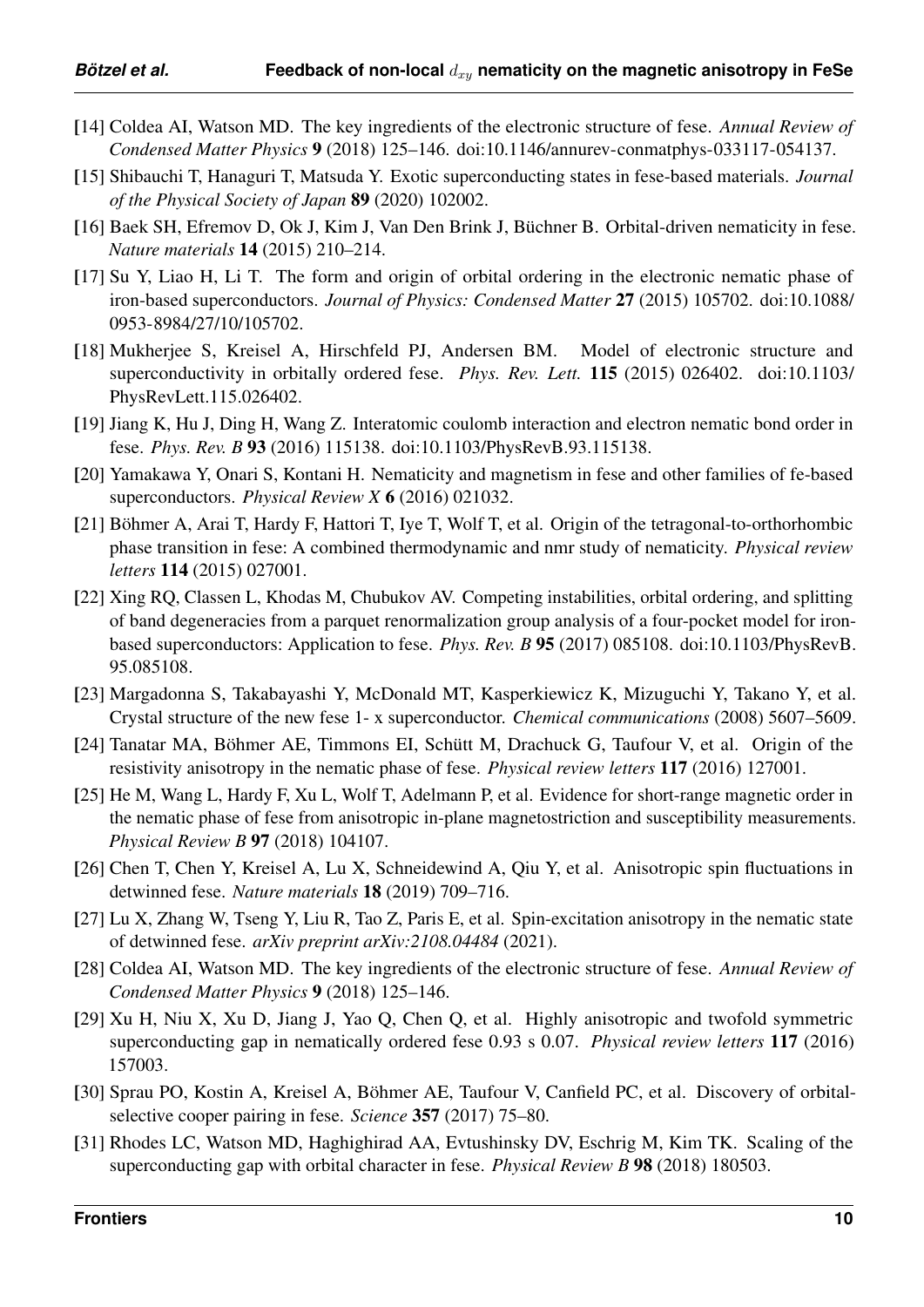[14] Coldea AI, Watson MD. The key ingredients of the electronic structure of fese. *Annual Review of Condensed Matter Physics* **9** (2018) 125–146. doi:10.1146/annurev-conmatphys-033117-054137.

[15] Shibauchi T, Hanaguri T, Matsuda Y. Exotic superconducting states in fese-based materials. *Journal of the Physical Society of Japan* **89** (2020) 102002.

[16] Baek SH, Efremov D, Ok J, Kim J, Van Den Brink J, Büchner B. Orbital-driven nematicity in fese. *Nature materials* **14** (2015) 210–214.

[17] Su Y, Liao H, Li T. The form and origin of orbital ordering in the electronic nematic phase of iron-based superconductors. *Journal of Physics: Condensed Matter* **27** (2015) 105702. doi:10.1088/0953-8984/27/10/105702.

[18] Mukherjee S, Kreisel A, Hirschfeld PJ, Andersen BM. Model of electronic structure and superconductivity in orbitally ordered fese. *Phys. Rev. Lett.* **115** (2015) 026402. doi:10.1103/PhysRevLett.115.026402.

[19] Jiang K, Hu J, Ding H, Wang Z. Interatomic coulomb interaction and electron nematic bond order in fese. *Phys. Rev. B* **93** (2016) 115138. doi:10.1103/PhysRevB.93.115138.

[20] Yamakawa Y, Onari S, Kontani H. Nematicity and magnetism in fese and other families of fe-based superconductors. *Physical Review X* **6** (2016) 021032.

[21] Böhmer A, Arai T, Hardy F, Hattori T, Iye T, Wolf T, et al. Origin of the tetragonal-to-orthorhombic phase transition in fese: A combined thermodynamic and nmr study of nematicity. *Physical review letters* **114** (2015) 027001.

[22] Xing RQ, Classen L, Khodas M, Chubukov AV. Competing instabilities, orbital ordering, and splitting of band degeneracies from a parquet renormalization group analysis of a four-pocket model for iron-based superconductors: Application to fese. *Phys. Rev. B* **95** (2017) 085108. doi:10.1103/PhysRevB.95.085108.

[23] Margadonna S, Takabayashi Y, McDonald MT, Kasperkiewicz K, Mizuguchi Y, Takano Y, et al. Crystal structure of the new fese 1- x superconductor. *Chemical communications* (2008) 5607–5609.

[24] Tanatar MA, Böhmer AE, Timmons EI, Schütt M, Drachuck G, Taufour V, et al. Origin of the resistivity anisotropy in the nematic phase of fese. *Physical review letters* **117** (2016) 127001.

[25] He M, Wang L, Hardy F, Xu L, Wolf T, Adelmann P, et al. Evidence for short-range magnetic order in the nematic phase of fese from anisotropic in-plane magnetostriction and susceptibility measurements. *Physical Review B* **97** (2018) 104107.

[26] Chen T, Chen Y, Kreisel A, Lu X, Schneidewind A, Qiu Y, et al. Anisotropic spin fluctuations in detwinned fese. *Nature materials* **18** (2019) 709–716.

[27] Lu X, Zhang W, Tseng Y, Liu R, Tao Z, Paris E, et al. Spin-excitation anisotropy in the nematic state of detwinned fese. *arXiv preprint arXiv:2108.04484* (2021).

[28] Coldea AI, Watson MD. The key ingredients of the electronic structure of fese. *Annual Review of Condensed Matter Physics* **9** (2018) 125–146.

[29] Xu H, Niu X, Xu D, Jiang J, Yao Q, Chen Q, et al. Highly anisotropic and twofold symmetric superconducting gap in nematically ordered fese 0.93 s 0.07. *Physical review letters* **117** (2016) 157003.

[30] Sprau PO, Kostin A, Kreisel A, Böhmer AE, Taufour V, Canfield PC, et al. Discovery of orbital-selective cooper pairing in fese. *Science* **357** (2017) 75–80.

[31] Rhodes LC, Watson MD, Haghighirad AA, Evtushinsky DV, Eschrig M, Kim TK. Scaling of the superconducting gap with orbital character in fese. *Physical Review B* **98** (2018) 180503.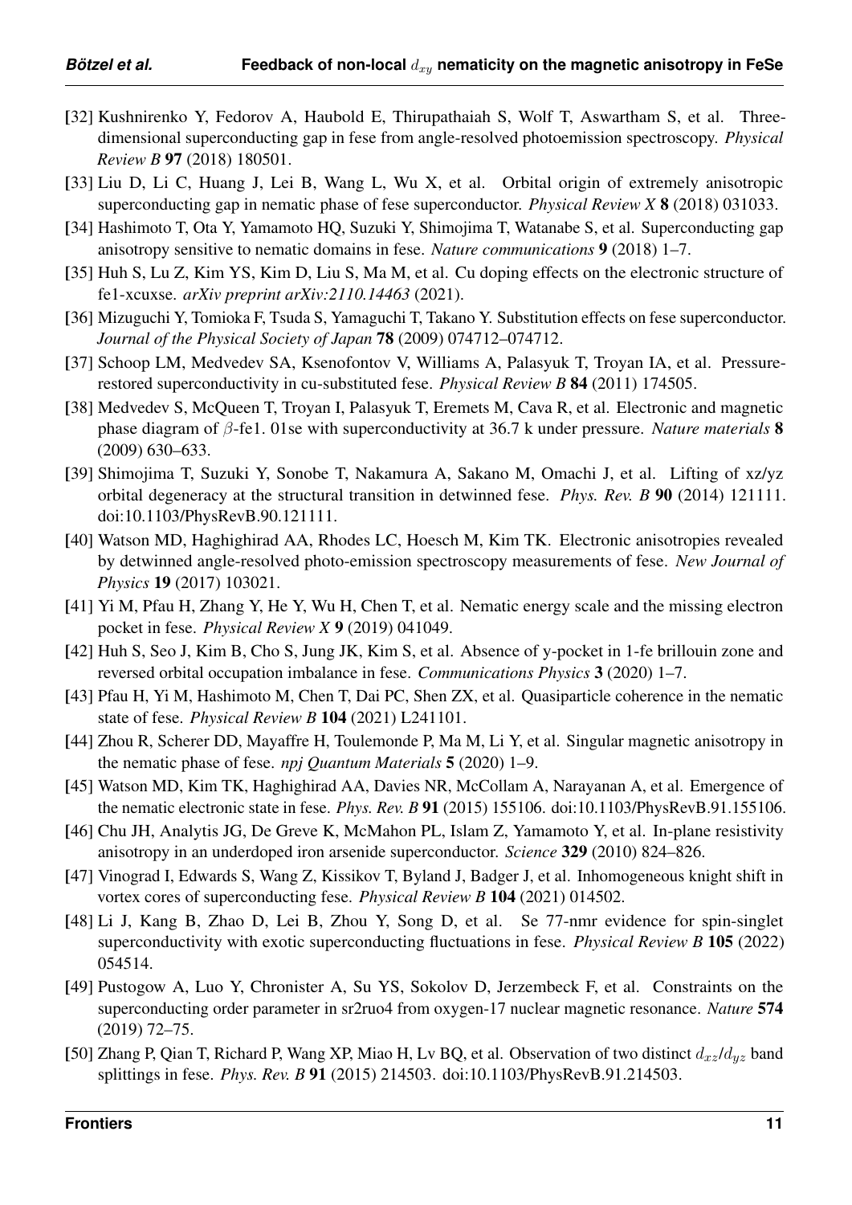[32] Kushnirenko Y, Fedorov A, Haubold E, Thirupathaiah S, Wolf T, Aswartham S, et al. Three-dimensional superconducting gap in fese from angle-resolved photoemission spectroscopy. *Physical Review B* **97** (2018) 180501.

[33] Liu D, Li C, Huang J, Lei B, Wang L, Wu X, et al. Orbital origin of extremely anisotropic superconducting gap in nematic phase of fese superconductor. *Physical Review X* **8** (2018) 031033.

[34] Hashimoto T, Ota Y, Yamamoto HQ, Suzuki Y, Shimojima T, Watanabe S, et al. Superconducting gap anisotropy sensitive to nematic domains in fese. *Nature communications* **9** (2018) 1–7.

[35] Huh S, Lu Z, Kim YS, Kim D, Liu S, Ma M, et al. Cu doping effects on the electronic structure of fe1-xcuxse. *arXiv preprint arXiv:2110.14463* (2021).

[36] Mizuguchi Y, Tomioka F, Tsuda S, Yamaguchi T, Takano Y. Substitution effects on fese superconductor. *Journal of the Physical Society of Japan* **78** (2009) 074712–074712.

[37] Schoop LM, Medvedev SA, Ksenofontov V, Williams A, Palasyuk T, Troyan IA, et al. Pressure-restored superconductivity in cu-substituted fese. *Physical Review B* **84** (2011) 174505.

[38] Medvedev S, McQueen T, Troyan I, Palasyuk T, Eremets M, Cava R, et al. Electronic and magnetic phase diagram of $\beta$-fe1. 01se with superconductivity at 36.7 k under pressure. *Nature materials* **8** (2009) 630–633.

[39] Shimojima T, Suzuki Y, Sonobe T, Nakamura A, Sakano M, Omachi J, et al. Lifting of xz/yz orbital degeneracy at the structural transition in detwinned fese. *Phys. Rev. B* **90** (2014) 121111. doi:10.1103/PhysRevB.90.121111.

[40] Watson MD, Haghighirad AA, Rhodes LC, Hoesch M, Kim TK. Electronic anisotropies revealed by detwinned angle-resolved photo-emission spectroscopy measurements of fese. *New Journal of Physics* **19** (2017) 103021.

[41] Yi M, Pfau H, Zhang Y, He Y, Wu H, Chen T, et al. Nematic energy scale and the missing electron pocket in fese. *Physical Review X* **9** (2019) 041049.

[42] Huh S, Seo J, Kim B, Cho S, Jung JK, Kim S, et al. Absence of y-pocket in 1-fe brillouin zone and reversed orbital occupation imbalance in fese. *Communications Physics* **3** (2020) 1–7.

[43] Pfau H, Yi M, Hashimoto M, Chen T, Dai PC, Shen ZX, et al. Quasiparticle coherence in the nematic state of fese. *Physical Review B* **104** (2021) L241101.

[44] Zhou R, Scherer DD, Mayaffre H, Toulemonde P, Ma M, Li Y, et al. Singular magnetic anisotropy in the nematic phase of fese. *npj Quantum Materials* **5** (2020) 1–9.

[45] Watson MD, Kim TK, Haghighirad AA, Davies NR, McCollam A, Narayanan A, et al. Emergence of the nematic electronic state in fese. *Phys. Rev. B* **91** (2015) 155106. doi:10.1103/PhysRevB.91.155106.

[46] Chu JH, Analytis JG, De Greve K, McMahon PL, Islam Z, Yamamoto Y, et al. In-plane resistivity anisotropy in an underdoped iron arsenide superconductor. *Science* **329** (2010) 824–826.

[47] Vinograd I, Edwards S, Wang Z, Kissikov T, Byland J, Badger J, et al. Inhomogeneous knight shift in vortex cores of superconducting fese. *Physical Review B* **104** (2021) 014502.

[48] Li J, Kang B, Zhao D, Lei B, Zhou Y, Song D, et al. Se 77-nmr evidence for spin-singlet superconductivity with exotic superconducting fluctuations in fese. *Physical Review B* **105** (2022) 054514.

[49] Pustogow A, Luo Y, Chronister A, Su YS, Sokolov D, Jerzembeck F, et al. Constraints on the superconducting order parameter in sr2ruo4 from oxygen-17 nuclear magnetic resonance. *Nature* **574** (2019) 72–75.

[50] Zhang P, Qian T, Richard P, Wang XP, Miao H, Lv BQ, et al. Observation of two distinct $d_{xz}$/$d_{yz}$ band splittings in fese. *Phys. Rev. B* **91** (2015) 214503. doi:10.1103/PhysRevB.91.214503.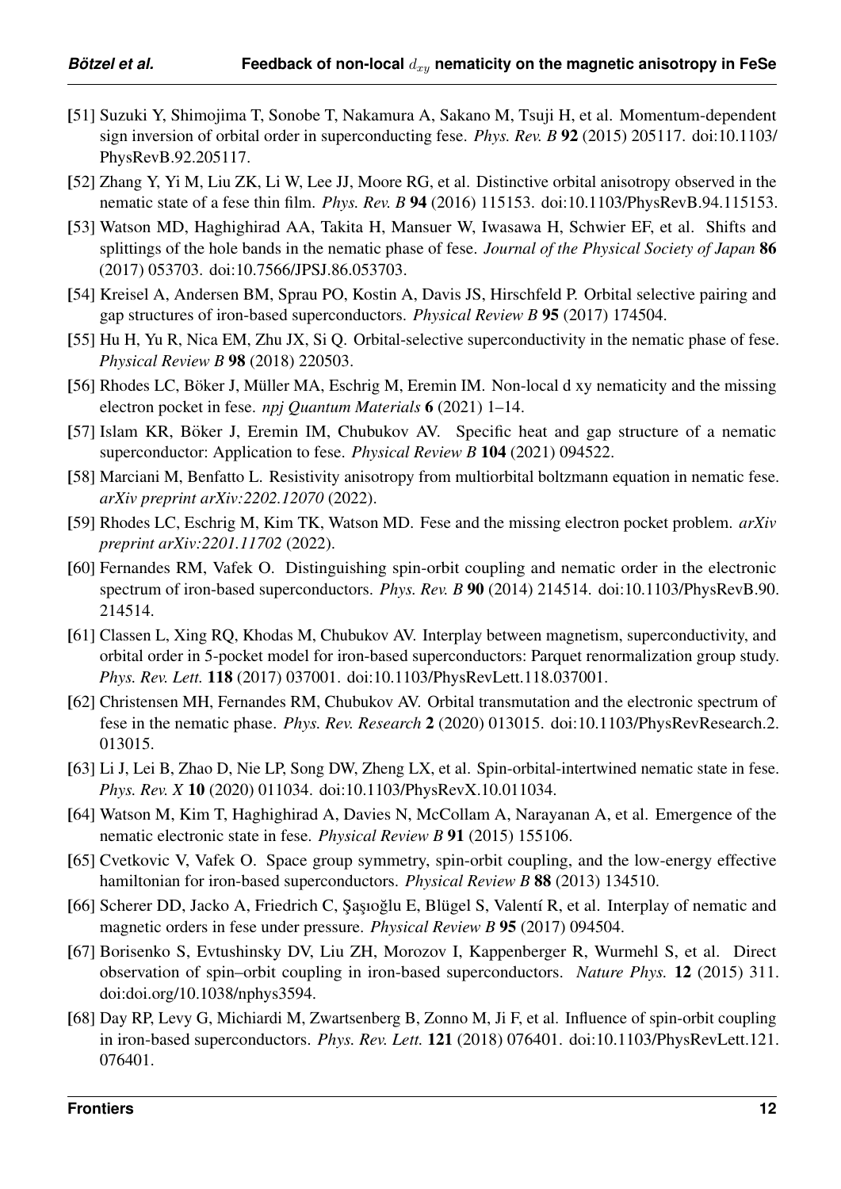[51] Suzuki Y, Shimojima T, Sonobe T, Nakamura A, Sakano M, Tsuji H, et al. Momentum-dependent sign inversion of orbital order in superconducting fese. *Phys. Rev. B* **92** (2015) 205117. doi:10.1103/PhysRevB.92.205117.

[52] Zhang Y, Yi M, Liu ZK, Li W, Lee JJ, Moore RG, et al. Distinctive orbital anisotropy observed in the nematic state of a fese thin film. *Phys. Rev. B* **94** (2016) 115153. doi:10.1103/PhysRevB.94.115153.

[53] Watson MD, Haghighirad AA, Takita H, Mansuer W, Iwasawa H, Schwier EF, et al. Shifts and splittings of the hole bands in the nematic phase of fese. *Journal of the Physical Society of Japan* **86** (2017) 053703. doi:10.7566/JPSJ.86.053703.

[54] Kreisel A, Andersen BM, Sprau PO, Kostin A, Davis JS, Hirschfeld P. Orbital selective pairing and gap structures of iron-based superconductors. *Physical Review B* **95** (2017) 174504.

[55] Hu H, Yu R, Nica EM, Zhu JX, Si Q. Orbital-selective superconductivity in the nematic phase of fese. *Physical Review B* **98** (2018) 220503.

[56] Rhodes LC, Böker J, Müller MA, Eschrig M, Eremin IM. Non-local d xy nematicity and the missing electron pocket in fese. *npj Quantum Materials* **6** (2021) 1–14.

[57] Islam KR, Böker J, Eremin IM, Chubukov AV. Specific heat and gap structure of a nematic superconductor: Application to fese. *Physical Review B* **104** (2021) 094522.

[58] Marciani M, Benfatto L. Resistivity anisotropy from multiorbital boltzmann equation in nematic fese. *arXiv preprint arXiv:2202.12070* (2022).

[59] Rhodes LC, Eschrig M, Kim TK, Watson MD. Fese and the missing electron pocket problem. *arXiv preprint arXiv:2201.11702* (2022).

[60] Fernandes RM, Vafek O. Distinguishing spin-orbit coupling and nematic order in the electronic spectrum of iron-based superconductors. *Phys. Rev. B* **90** (2014) 214514. doi:10.1103/PhysRevB.90.214514.

[61] Classen L, Xing RQ, Khodas M, Chubukov AV. Interplay between magnetism, superconductivity, and orbital order in 5-pocket model for iron-based superconductors: Parquet renormalization group study. *Phys. Rev. Lett.* **118** (2017) 037001. doi:10.1103/PhysRevLett.118.037001.

[62] Christensen MH, Fernandes RM, Chubukov AV. Orbital transmutation and the electronic spectrum of fese in the nematic phase. *Phys. Rev. Research* **2** (2020) 013015. doi:10.1103/PhysRevResearch.2.013015.

[63] Li J, Lei B, Zhao D, Nie LP, Song DW, Zheng LX, et al. Spin-orbital-intertwined nematic state in fese. *Phys. Rev. X* **10** (2020) 011034. doi:10.1103/PhysRevX.10.011034.

[64] Watson M, Kim T, Haghighirad A, Davies N, McCollam A, Narayanan A, et al. Emergence of the nematic electronic state in fese. *Physical Review B* **91** (2015) 155106.

[65] Cvetkovic V, Vafek O. Space group symmetry, spin-orbit coupling, and the low-energy effective hamiltonian for iron-based superconductors. *Physical Review B* **88** (2013) 134510.

[66] Scherer DD, Jacko A, Friedrich C, Şaşıoğlu E, Blügel S, Valentí R, et al. Interplay of nematic and magnetic orders in fese under pressure. *Physical Review B* **95** (2017) 094504.

[67] Borisenko S, Evtushinsky DV, Liu ZH, Morozov I, Kappenberger R, Wurmehl S, et al. Direct observation of spin–orbit coupling in iron-based superconductors. *Nature Phys.* **12** (2015) 311. doi:doi.org/10.1038/nphys3594.

[68] Day RP, Levy G, Michiardi M, Zwartsenberg B, Zonno M, Ji F, et al. Influence of spin-orbit coupling in iron-based superconductors. *Phys. Rev. Lett.* **121** (2018) 076401. doi:10.1103/PhysRevLett.121.076401.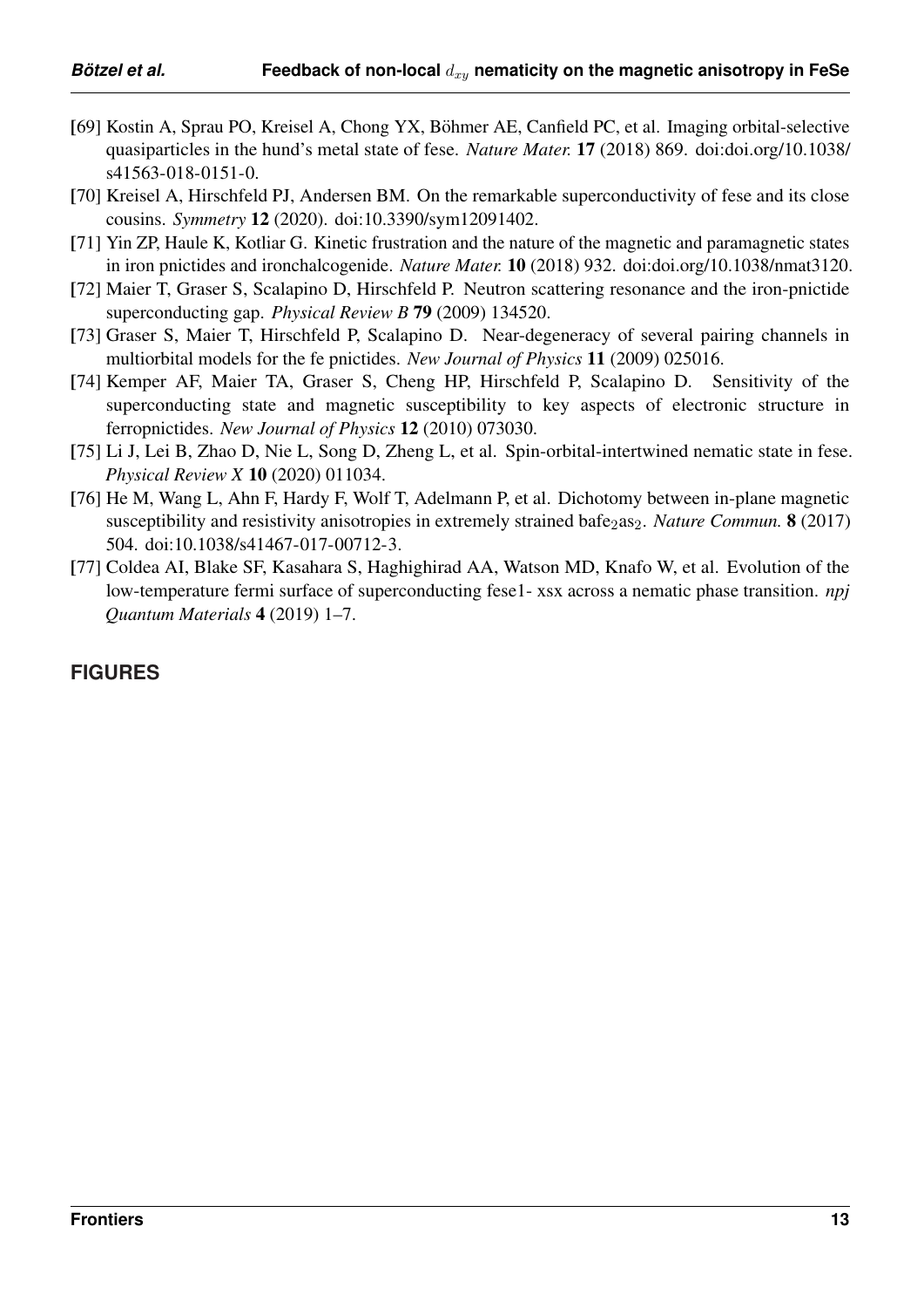[69] Kostin A, Sprau PO, Kreisel A, Chong YX, Böhmer AE, Canfield PC, et al. Imaging orbital-selective quasiparticles in the hund's metal state of fese. *Nature Mater.* **17** (2018) 869. doi:doi.org/10.1038/s41563-018-0151-0.

[70] Kreisel A, Hirschfeld PJ, Andersen BM. On the remarkable superconductivity of fese and its close cousins. *Symmetry* **12** (2020). doi:10.3390/sym12091402.

[71] Yin ZP, Haule K, Kotliar G. Kinetic frustration and the nature of the magnetic and paramagnetic states in iron pnictides and ironchalcogenide. *Nature Mater.* **10** (2018) 932. doi:doi.org/10.1038/nmat3120.

[72] Maier T, Graser S, Scalapino D, Hirschfeld P. Neutron scattering resonance and the iron-pnictide superconducting gap. *Physical Review B* **79** (2009) 134520.

[73] Graser S, Maier T, Hirschfeld P, Scalapino D. Near-degeneracy of several pairing channels in multiorbital models for the fe pnictides. *New Journal of Physics* **11** (2009) 025016.

[74] Kemper AF, Maier TA, Graser S, Cheng HP, Hirschfeld P, Scalapino D. Sensitivity of the superconducting state and magnetic susceptibility to key aspects of electronic structure in ferropnictides. *New Journal of Physics* **12** (2010) 073030.

[75] Li J, Lei B, Zhao D, Nie L, Song D, Zheng L, et al. Spin-orbital-intertwined nematic state in fese. *Physical Review X* **10** (2020) 011034.

[76] He M, Wang L, Ahn F, Hardy F, Wolf T, Adelmann P, et al. Dichotomy between in-plane magnetic susceptibility and resistivity anisotropies in extremely strained bafe$_2$as$_2$. *Nature Commun.* **8** (2017) 504. doi:10.1038/s41467-017-00712-3.

[77] Coldea AI, Blake SF, Kasahara S, Haghighirad AA, Watson MD, Knafo W, et al. Evolution of the low-temperature fermi surface of superconducting fese1- xsx across a nematic phase transition. *npj Quantum Materials* **4** (2019) 1–7.

## FIGURES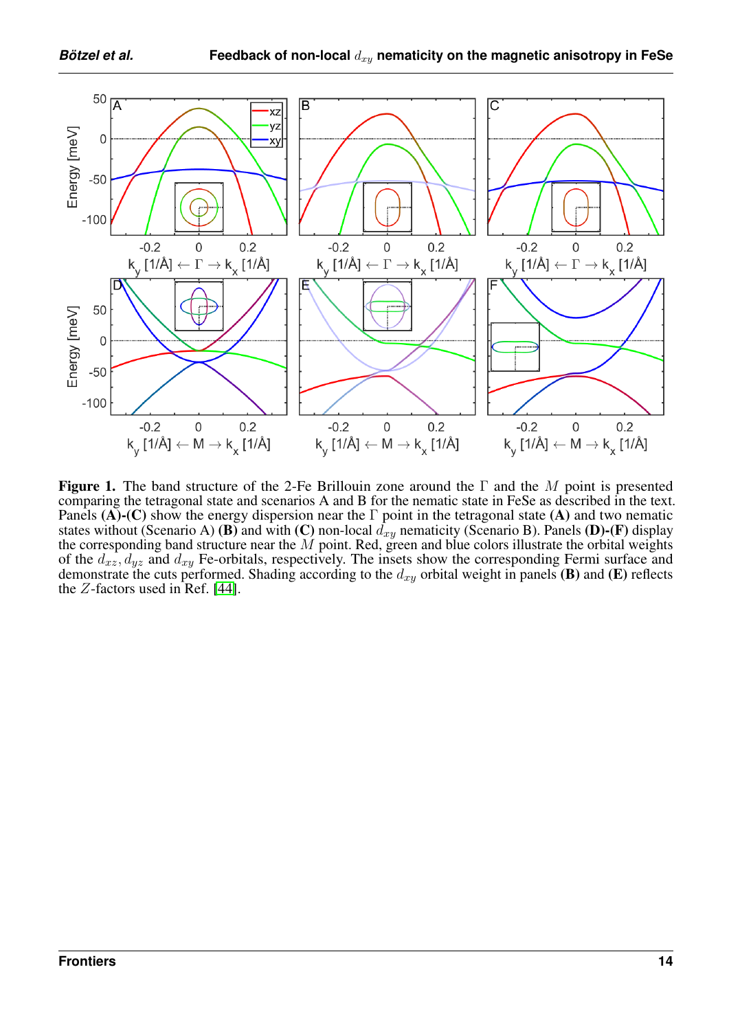50
A
xz
yz
xy
0
Energy [meV]
-50
-100
-0.2 0 0.2
$k_y$ [1/Å] ← Γ → $k_x$ [1/Å]

B
-0.2 0 0.2
$k_y$ [1/Å] ← Γ → $k_x$ [1/Å]

C
-0.2 0 0.2
$k_y$ [1/Å] ← Γ → $k_x$ [1/Å]

D
50
Energy [meV]
0
-50
-100
-0.2 0 0.2
$k_y$ [1/Å] ← M → $k_x$ [1/Å]

E
-0.2 0 0.2
$k_y$ [1/Å] ← M → $k_x$ [1/Å]

F
-0.2 0 0.2
$k_y$ [1/Å] ← M → $k_x$ [1/Å]

**Figure 1.** The band structure of the 2-Fe Brillouin zone around the $\Gamma$ and the $M$ point is presented comparing the tetragonal state and scenarios A and B for the nematic state in FeSe as described in the text. Panels **(A)**-**(C)** show the energy dispersion near the $\Gamma$ point in the tetragonal state **(A)** and two nematic states without (Scenario A) **(B)** and with **(C)** non-local $d_{xy}$ nematicity (Scenario B). Panels **(D)**-**(F)** display the corresponding band structure near the $M$ point. Red, green and blue colors illustrate the orbital weights of the $d_{xz}, d_{yz}$ and $d_{xy}$ Fe-orbitals, respectively. The insets show the corresponding Fermi surface and demonstrate the cuts performed. Shading according to the $d_{xy}$ orbital weight in panels **(B)** and **(E)** reflects the $Z$-factors used in Ref. [44].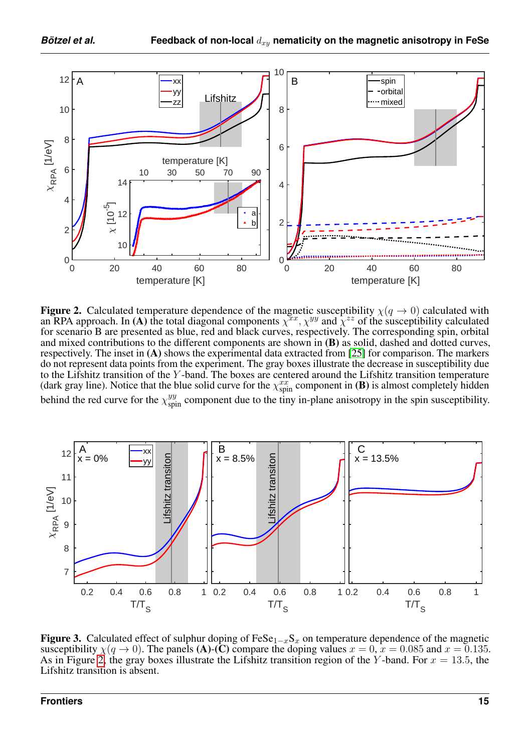A

xx
yy
zz

Lifshitz

$\chi_{RPA}$ [1/eV]

12
10
8
6
4
2
0

0 20 40 60 80

temperature [K]

temperature [K]

10 30 50 70 90

14
12
10

$\chi$ [$10^{-5}$]

a
b

B

spin
orbital
mixed

10
8
6
4
2
0

0 20 40 60 80

temperature [K]

**Figure 2.** Calculated temperature dependence of the magnetic susceptibility $\chi(q \to 0)$ calculated with an RPA approach. In **(A)** the total diagonal components $\chi^{xx}$, $\chi^{yy}$ and $\chi^{zz}$ of the susceptibility calculated for scenario B are presented as blue, red and black curves, respectively. The corresponding spin, orbital and mixed contributions to the different components are shown in **(B)** as solid, dashed and dotted curves, respectively. The inset in **(A)** shows the experimental data extracted from [25] for comparison. The markers do not represent data points from the experiment. The gray boxes illustrate the decrease in susceptibility due to the Lifshitz transition of the $Y$-band. The boxes are centered around the Lifshitz transition temperature (dark gray line). Notice that the blue solid curve for the $\chi^{xx}_{\text{spin}}$ component in **(B)** is almost completely hidden behind the red curve for the $\chi^{yy}_{\text{spin}}$ component due to the tiny in-plane anisotropy in the spin susceptibility.

A
x = 0%

xx
yy

Lifshitz transiton

$\chi_{RPA}$ [1/eV]

12
11
10
9
8
7

0.2 0.4 0.6 0.8 1

T/T$_S$

B
x = 8.5%

Lifshitz transiton

0.2 0.4 0.6 0.8 1

T/T$_S$

C
x = 13.5%

0.2 0.4 0.6 0.8 1

T/T$_S$

**Figure 3.** Calculated effect of sulphur doping of $FeSe_{1-x}S_x$ on temperature dependence of the magnetic susceptibility $\chi(q \to 0)$. The panels **(A)**-**(C)** compare the doping values $x = 0$, $x = 0.085$ and $x = 0.135$. As in Figure 2, the gray boxes illustrate the Lifshitz transition region of the $Y$-band. For $x = 13.5$, the Lifshitz transition is absent.